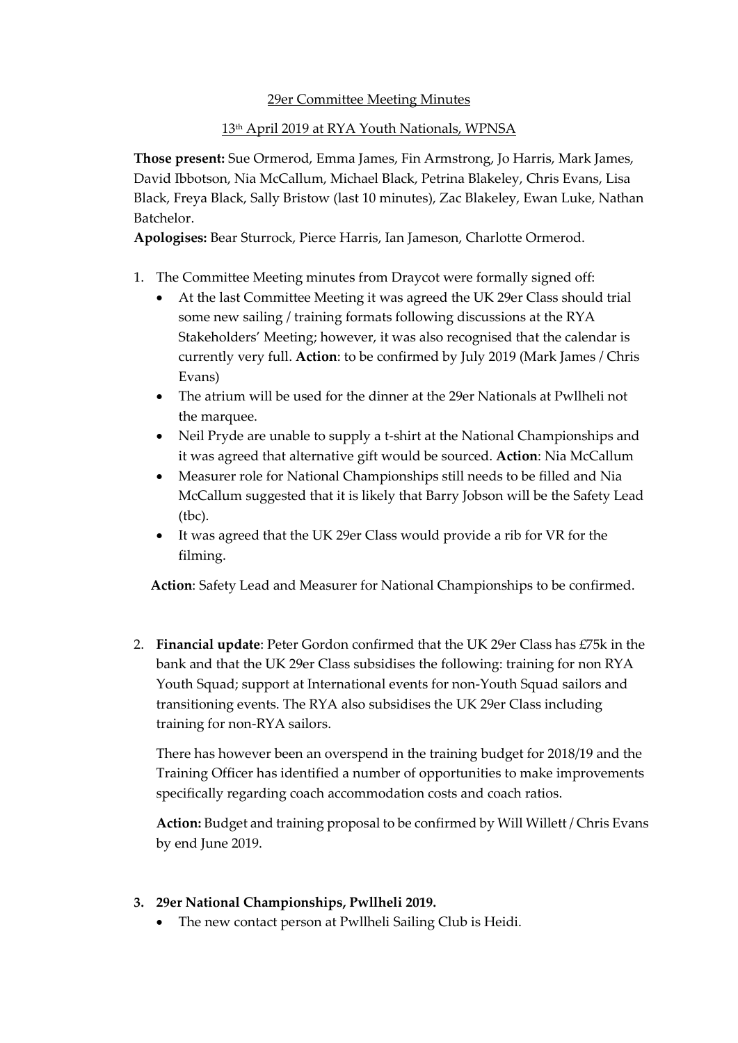29er Committee Meeting Minutes

13th April 2019 at RYA Youth Nationals, WPNSA

**Those present:** Sue Ormerod, Emma James, Fin Armstrong, Jo Harris, Mark James, David Ibbotson, Nia McCallum, Michael Black, Petrina Blakeley, Chris Evans, Lisa Black, Freya Black, Sally Bristow (last 10 minutes), Zac Blakeley, Ewan Luke, Nathan Batchelor.

**Apologises:** Bear Sturrock, Pierce Harris, Ian Jameson, Charlotte Ormerod.

1. The Committee Meeting minutes from Draycot were formally signed off:
   - At the last Committee Meeting it was agreed the UK 29er Class should trial some new sailing / training formats following discussions at the RYA Stakeholders' Meeting; however, it was also recognised that the calendar is currently very full. **Action**: to be confirmed by July 2019 (Mark James / Chris Evans)
   - The atrium will be used for the dinner at the 29er Nationals at Pwllheli not the marquee.
   - Neil Pryde are unable to supply a t-shirt at the National Championships and it was agreed that alternative gift would be sourced. **Action**: Nia McCallum
   - Measurer role for National Championships still needs to be filled and Nia McCallum suggested that it is likely that Barry Jobson will be the Safety Lead (tbc).
   - It was agreed that the UK 29er Class would provide a rib for VR for the filming.

   **Action**: Safety Lead and Measurer for National Championships to be confirmed.

2. **Financial update**: Peter Gordon confirmed that the UK 29er Class has £75k in the bank and that the UK 29er Class subsidises the following: training for non RYA Youth Squad; support at International events for non-Youth Squad sailors and transitioning events. The RYA also subsidises the UK 29er Class including training for non-RYA sailors.

   There has however been an overspend in the training budget for 2018/19 and the Training Officer has identified a number of opportunities to make improvements specifically regarding coach accommodation costs and coach ratios.

   **Action:** Budget and training proposal to be confirmed by Will Willett / Chris Evans by end June 2019.

3. **29er National Championships, Pwllheli 2019.**
   - The new contact person at Pwllheli Sailing Club is Heidi.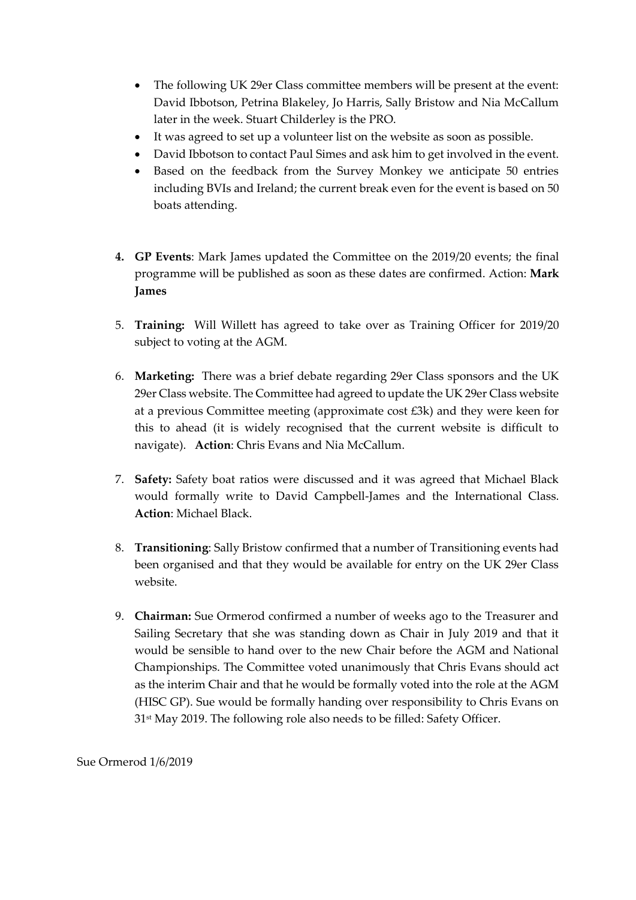- The following UK 29er Class committee members will be present at the event: David Ibbotson, Petrina Blakeley, Jo Harris, Sally Bristow and Nia McCallum later in the week. Stuart Childerley is the PRO.
- It was agreed to set up a volunteer list on the website as soon as possible.
- David Ibbotson to contact Paul Simes and ask him to get involved in the event.
- Based on the feedback from the Survey Monkey we anticipate 50 entries including BVIs and Ireland; the current break even for the event is based on 50 boats attending.

4. **GP Events**: Mark James updated the Committee on the 2019/20 events; the final programme will be published as soon as these dates are confirmed. Action: **Mark James**

5. **Training:** Will Willett has agreed to take over as Training Officer for 2019/20 subject to voting at the AGM.

6. **Marketing:** There was a brief debate regarding 29er Class sponsors and the UK 29er Class website. The Committee had agreed to update the UK 29er Class website at a previous Committee meeting (approximate cost £3k) and they were keen for this to ahead (it is widely recognised that the current website is difficult to navigate). **Action**: Chris Evans and Nia McCallum.

7. **Safety:** Safety boat ratios were discussed and it was agreed that Michael Black would formally write to David Campbell-James and the International Class. **Action**: Michael Black.

8. **Transitioning**: Sally Bristow confirmed that a number of Transitioning events had been organised and that they would be available for entry on the UK 29er Class website.

9. **Chairman:** Sue Ormerod confirmed a number of weeks ago to the Treasurer and Sailing Secretary that she was standing down as Chair in July 2019 and that it would be sensible to hand over to the new Chair before the AGM and National Championships. The Committee voted unanimously that Chris Evans should act as the interim Chair and that he would be formally voted into the role at the AGM (HISC GP). Sue would be formally handing over responsibility to Chris Evans on 31st May 2019. The following role also needs to be filled: Safety Officer.

Sue Ormerod 1/6/2019